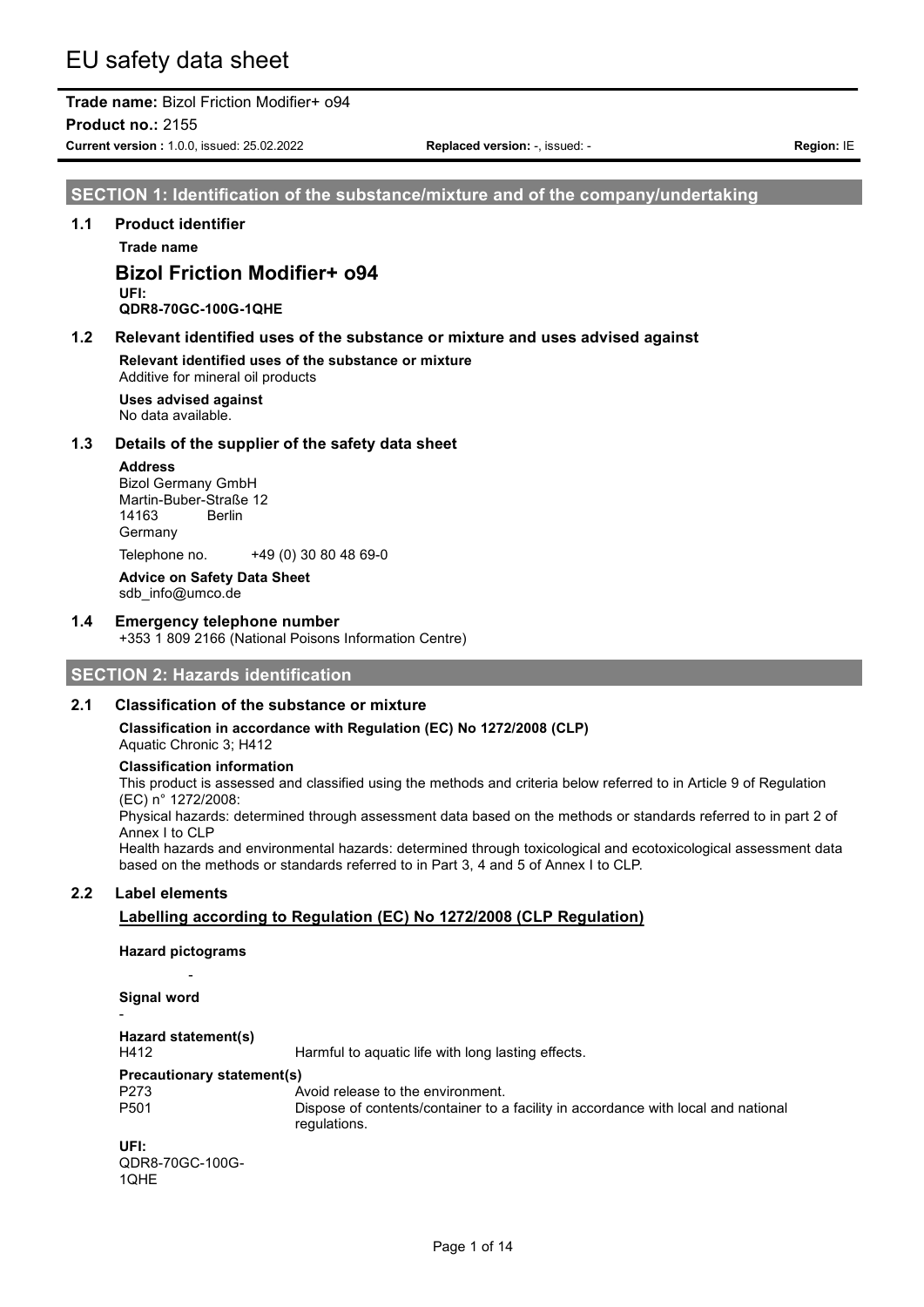# EU safety data sheet

**Trade name:** Bizol Friction Modifier+ o94

**Product no.:** 2155

**Current version :** 1.0.0, issued: 25.02.2022 **Replaced version:** -, issued: - **Region:** IE

## SECTION 1: Identification of the substance/mixture and of the company/undertaking

### 1.1 Product identifier

**Trade name**

**Bizol Friction Modifier+ o94**

**UFI:**
**QDR8-70GC-100G-1QHE**

### 1.2 Relevant identified uses of the substance or mixture and uses advised against

**Relevant identified uses of the substance or mixture**
Additive for mineral oil products

**Uses advised against**
No data available.

### 1.3 Details of the supplier of the safety data sheet

**Address**
Bizol Germany GmbH
Martin-Buber-Straße 12
14163 Berlin
Germany

Telephone no. +49 (0) 30 80 48 69-0

**Advice on Safety Data Sheet**
sdb_info@umco.de

### 1.4 Emergency telephone number

+353 1 809 2166 (National Poisons Information Centre)

## SECTION 2: Hazards identification

### 2.1 Classification of the substance or mixture

**Classification in accordance with Regulation (EC) No 1272/2008 (CLP)**
Aquatic Chronic 3; H412

**Classification information**
This product is assessed and classified using the methods and criteria below referred to in Article 9 of Regulation (EC) n° 1272/2008:
Physical hazards: determined through assessment data based on the methods or standards referred to in part 2 of Annex I to CLP
Health hazards and environmental hazards: determined through toxicological and ecotoxicological assessment data based on the methods or standards referred to in Part 3, 4 and 5 of Annex I to CLP.

### 2.2 Label elements

**Labelling according to Regulation (EC) No 1272/2008 (CLP Regulation)**

**Hazard pictograms**

-

**Signal word**

-

**Hazard statement(s)**

| | |
|---|---|
| H412 | Harmful to aquatic life with long lasting effects. |

**Precautionary statement(s)**

| | |
|---|---|
| P273 | Avoid release to the environment. |
| P501 | Dispose of contents/container to a facility in accordance with local and national regulations. |

**UFI:**
QDR8-70GC-100G-1QHE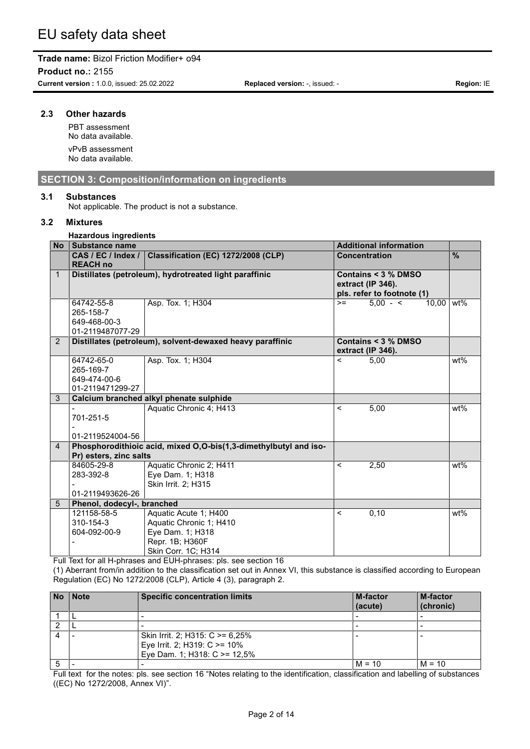### 2.3 Other hazards

PBT assessment
No data available.

vPvB assessment
No data available.

## SECTION 3: Composition/information on ingredients

### 3.1 Substances

Not applicable. The product is not a substance.

### 3.2 Mixtures

**Hazardous ingredients**

| No | Substance name | | Additional information | |
|---|---|---|---|---|
| | CAS / EC / Index / REACH no | Classification (EC) 1272/2008 (CLP) | Concentration | % |
| 1 | **Distillates (petroleum), hydrotreated light paraffinic** | | **Contains < 3 % DMSO extract (IP 346). pls. refer to footnote (1)** | |
| | 64742-55-8<br>265-158-7<br>649-468-00-3<br>01-2119487077-29 | Asp. Tox. 1; H304 | >= 5,00 - < 10,00 | wt% |
| 2 | **Distillates (petroleum), solvent-dewaxed heavy paraffinic** | | **Contains < 3 % DMSO extract (IP 346).** | |
| | 64742-65-0<br>265-169-7<br>649-474-00-6<br>01-2119471299-27 | Asp. Tox. 1; H304 | < 5,00 | wt% |
| 3 | **Calcium branched alkyl phenate sulphide** | | | |
| | -<br>701-251-5<br>-<br>01-2119524004-56 | Aquatic Chronic 4; H413 | < 5,00 | wt% |
| 4 | **Phosphorodithioic acid, mixed O,O-bis(1,3-dimethylbutyl and iso-Pr) esters, zinc salts** | | | |
| | 84605-29-8<br>283-392-8<br>-<br>01-2119493626-26 | Aquatic Chronic 2; H411<br>Eye Dam. 1; H318<br>Skin Irrit. 2; H315 | < 2,50 | wt% |
| 5 | **Phenol, dodecyl-, branched** | | | |
| | 121158-58-5<br>310-154-3<br>604-092-00-9<br>- | Aquatic Acute 1; H400<br>Aquatic Chronic 1; H410<br>Eye Dam. 1; H318<br>Repr. 1B; H360F<br>Skin Corr. 1C; H314 | < 0,10 | wt% |

Full Text for all H-phrases and EUH-phrases: pls. see section 16

(1) Aberrant from/in addition to the classification set out in Annex VI, this substance is classified according to European Regulation (EC) No 1272/2008 (CLP), Article 4 (3), paragraph 2.

| No | Note | Specific concentration limits | M-factor (acute) | M-factor (chronic) |
|---|---|---|---|---|
| 1 | L | - | - | - |
| 2 | L | - | - | - |
| 4 | - | Skin Irrit. 2; H315: C >= 6,25%<br>Eye Irrit. 2; H319: C >= 10%<br>Eye Dam. 1; H318: C >= 12,5% | - | - |
| 5 | - | - | M = 10 | M = 10 |

Full text for the notes: pls. see section 16 “Notes relating to the identification, classification and labelling of substances ((EC) No 1272/2008, Annex VI)”.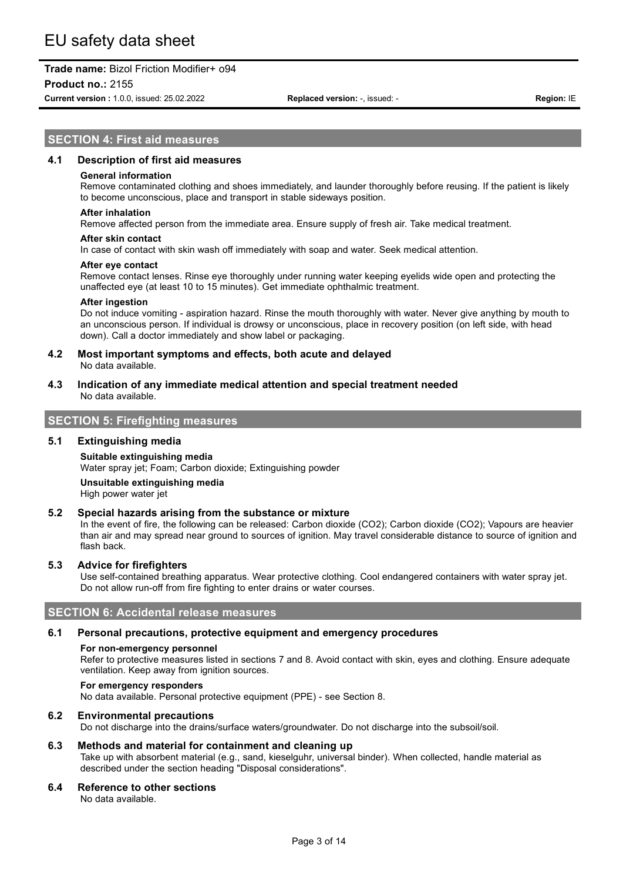## SECTION 4: First aid measures

### 4.1 Description of first aid measures

**General information**

Remove contaminated clothing and shoes immediately, and launder thoroughly before reusing. If the patient is likely to become unconscious, place and transport in stable sideways position.

**After inhalation**

Remove affected person from the immediate area. Ensure supply of fresh air. Take medical treatment.

**After skin contact**

In case of contact with skin wash off immediately with soap and water. Seek medical attention.

**After eye contact**

Remove contact lenses. Rinse eye thoroughly under running water keeping eyelids wide open and protecting the unaffected eye (at least 10 to 15 minutes). Get immediate ophthalmic treatment.

**After ingestion**

Do not induce vomiting - aspiration hazard. Rinse the mouth thoroughly with water. Never give anything by mouth to an unconscious person. If individual is drowsy or unconscious, place in recovery position (on left side, with head down). Call a doctor immediately and show label or packaging.

### 4.2 Most important symptoms and effects, both acute and delayed

No data available.

### 4.3 Indication of any immediate medical attention and special treatment needed

No data available.

## SECTION 5: Firefighting measures

### 5.1 Extinguishing media

**Suitable extinguishing media**

Water spray jet; Foam; Carbon dioxide; Extinguishing powder

**Unsuitable extinguishing media**

High power water jet

### 5.2 Special hazards arising from the substance or mixture

In the event of fire, the following can be released: Carbon dioxide ($CO_2$); Carbon dioxide ($CO_2$); Vapours are heavier than air and may spread near ground to sources of ignition. May travel considerable distance to source of ignition and flash back.

### 5.3 Advice for firefighters

Use self-contained breathing apparatus. Wear protective clothing. Cool endangered containers with water spray jet. Do not allow run-off from fire fighting to enter drains or water courses.

## SECTION 6: Accidental release measures

### 6.1 Personal precautions, protective equipment and emergency procedures

**For non-emergency personnel**

Refer to protective measures listed in sections 7 and 8. Avoid contact with skin, eyes and clothing. Ensure adequate ventilation. Keep away from ignition sources.

**For emergency responders**

No data available. Personal protective equipment (PPE) - see Section 8.

### 6.2 Environmental precautions

Do not discharge into the drains/surface waters/groundwater. Do not discharge into the subsoil/soil.

### 6.3 Methods and material for containment and cleaning up

Take up with absorbent material (e.g., sand, kieselguhr, universal binder). When collected, handle material as described under the section heading "Disposal considerations".

### 6.4 Reference to other sections

No data available.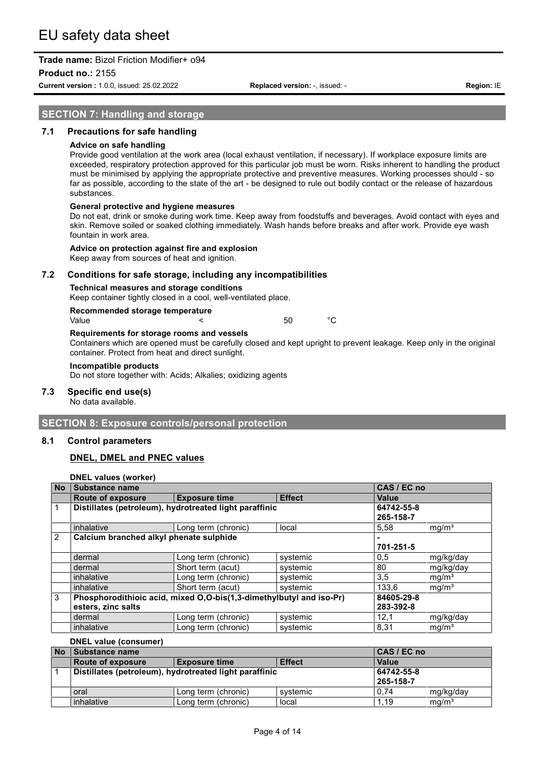## SECTION 7: Handling and storage

### 7.1 Precautions for safe handling

**Advice on safe handling**

Provide good ventilation at the work area (local exhaust ventilation, if necessary). If workplace exposure limits are exceeded, respiratory protection approved for this particular job must be worn. Risks inherent to handling the product must be minimised by applying the appropriate protective and preventive measures. Working processes should - so far as possible, according to the state of the art - be designed to rule out bodily contact or the release of hazardous substances.

**General protective and hygiene measures**

Do not eat, drink or smoke during work time. Keep away from foodstuffs and beverages. Avoid contact with eyes and skin. Remove soiled or soaked clothing immediately. Wash hands before breaks and after work. Provide eye wash fountain in work area.

**Advice on protection against fire and explosion**

Keep away from sources of heat and ignition.

### 7.2 Conditions for safe storage, including any incompatibilities

**Technical measures and storage conditions**

Keep container tightly closed in a cool, well-ventilated place.

**Recommended storage temperature**

| | | | |
|---|---|---|---|
| Value | < | 50 | °C |

**Requirements for storage rooms and vessels**

Containers which are opened must be carefully closed and kept upright to prevent leakage. Keep only in the original container. Protect from heat and direct sunlight.

**Incompatible products**

Do not store together with: Acids; Alkalies; oxidizing agents

### 7.3 Specific end use(s)

No data available.

## SECTION 8: Exposure controls/personal protection

### 8.1 Control parameters

**DNEL, DMEL and PNEC values**

**DNEL values (worker)**

| No | Substance name | | | CAS / EC no | |
|---|---|---|---|---|---|
| | **Route of exposure** | **Exposure time** | **Effect** | **Value** | |
| 1 | **Distillates (petroleum), hydrotreated light paraffinic** | | | **64742-55-8**<br>**265-158-7** | |
| | inhalative | Long term (chronic) | local | 5,58 | mg/m³ |
| 2 | **Calcium branched alkyl phenate sulphide** | | | **-**<br>**701-251-5** | |
| | dermal | Long term (chronic) | systemic | 0,5 | mg/kg/day |
| | dermal | Short term (acut) | systemic | 80 | mg/kg/day |
| | inhalative | Long term (chronic) | systemic | 3,5 | mg/m³ |
| | inhalative | Short term (acut) | systemic | 133,6 | mg/m³ |
| 3 | **Phosphorodithioic acid, mixed O,O-bis(1,3-dimethylbutyl and iso-Pr) esters, zinc salts** | | | **84605-29-8**<br>**283-392-8** | |
| | dermal | Long term (chronic) | systemic | 12,1 | mg/kg/day |
| | inhalative | Long term (chronic) | systemic | 8,31 | mg/m³ |

**DNEL value (consumer)**

| No | Substance name | | | CAS / EC no | |
|---|---|---|---|---|---|
| | **Route of exposure** | **Exposure time** | **Effect** | **Value** | |
| 1 | **Distillates (petroleum), hydrotreated light paraffinic** | | | **64742-55-8**<br>**265-158-7** | |
| | oral | Long term (chronic) | systemic | 0,74 | mg/kg/day |
| | inhalative | Long term (chronic) | local | 1,19 | mg/m³ |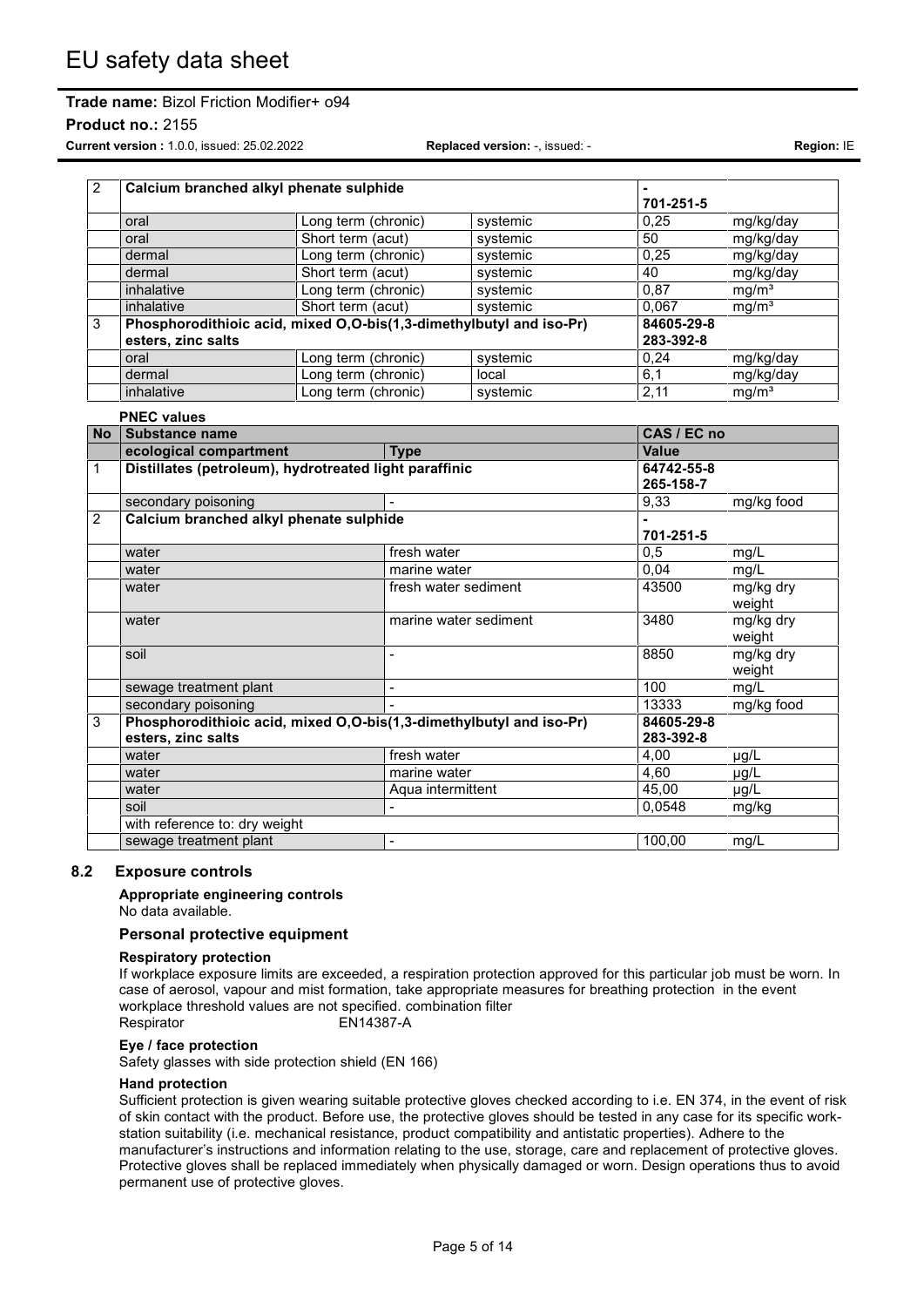| | | | | | |
|---|---|---|---|---|---|
| 2 | **Calcium branched alkyl phenate sulphide** | | | **-** **701-251-5** | |
| | oral | Long term (chronic) | systemic | 0,25 | mg/kg/day |
| | oral | Short term (acut) | systemic | 50 | mg/kg/day |
| | dermal | Long term (chronic) | systemic | 0,25 | mg/kg/day |
| | dermal | Short term (acut) | systemic | 40 | mg/kg/day |
| | inhalative | Long term (chronic) | systemic | 0,87 | mg/m³ |
| | inhalative | Short term (acut) | systemic | 0,067 | mg/m³ |
| 3 | **Phosphorodithioic acid, mixed O,O-bis(1,3-dimethylbutyl and iso-Pr) esters, zinc salts** | | | **84605-29-8** **283-392-8** | |
| | oral | Long term (chronic) | systemic | 0,24 | mg/kg/day |
| | dermal | Long term (chronic) | local | 6,1 | mg/kg/day |
| | inhalative | Long term (chronic) | systemic | 2,11 | mg/m³ |

**PNEC values**

| No | Substance name | | CAS / EC no | |
|---|---|---|---|---|
| | **ecological compartment** | **Type** | **Value** | |
| 1 | **Distillates (petroleum), hydrotreated light paraffinic** | | **64742-55-8** **265-158-7** | |
| | secondary poisoning | - | 9,33 | mg/kg food |
| 2 | **Calcium branched alkyl phenate sulphide** | | **-** **701-251-5** | |
| | water | fresh water | 0,5 | mg/L |
| | water | marine water | 0,04 | mg/L |
| | water | fresh water sediment | 43500 | mg/kg dry weight |
| | water | marine water sediment | 3480 | mg/kg dry weight |
| | soil | - | 8850 | mg/kg dry weight |
| | sewage treatment plant | - | 100 | mg/L |
| | secondary poisoning | - | 13333 | mg/kg food |
| 3 | **Phosphorodithioic acid, mixed O,O-bis(1,3-dimethylbutyl and iso-Pr) esters, zinc salts** | | **84605-29-8** **283-392-8** | |
| | water | fresh water | 4,00 | µg/L |
| | water | marine water | 4,60 | µg/L |
| | water | Aqua intermittent | 45,00 | µg/L |
| | soil | - | 0,0548 | mg/kg |
| | with reference to: dry weight | | | |
| | sewage treatment plant | - | 100,00 | mg/L |

## 8.2 Exposure controls

**Appropriate engineering controls**

No data available.

### Personal protective equipment

**Respiratory protection**

If workplace exposure limits are exceeded, a respiration protection approved for this particular job must be worn. In case of aerosol, vapour and mist formation, take appropriate measures for breathing protection in the event workplace threshold values are not specified. combination filter

Respirator EN14387-A

**Eye / face protection**

Safety glasses with side protection shield (EN 166)

**Hand protection**

Sufficient protection is given wearing suitable protective gloves checked according to i.e. EN 374, in the event of risk of skin contact with the product. Before use, the protective gloves should be tested in any case for its specific work-station suitability (i.e. mechanical resistance, product compatibility and antistatic properties). Adhere to the manufacturer's instructions and information relating to the use, storage, care and replacement of protective gloves. Protective gloves shall be replaced immediately when physically damaged or worn. Design operations thus to avoid permanent use of protective gloves.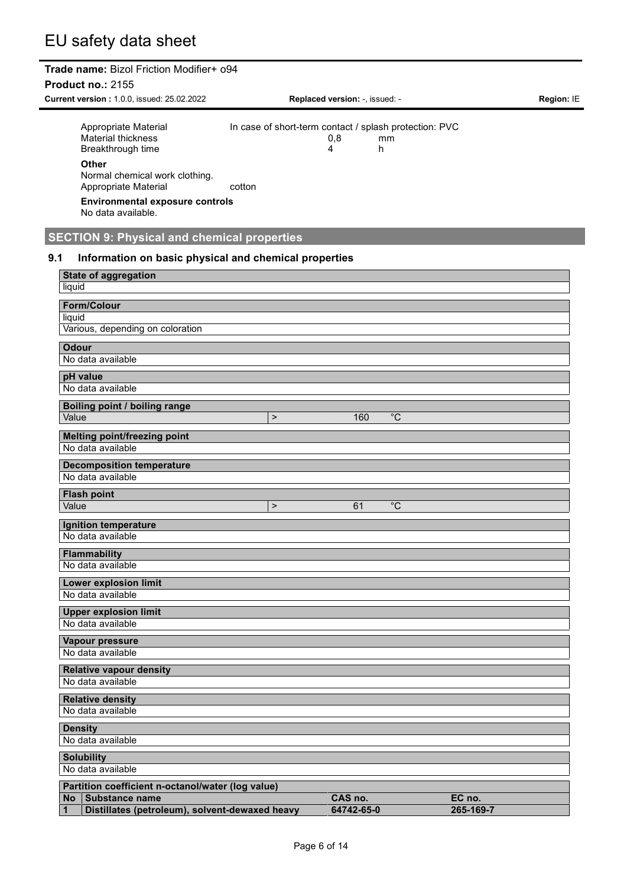| | | | |
|---|---|---|---|
| Appropriate Material | In case of short-term contact / splash protection: PVC | | |
| Material thickness | | 0,8 | mm |
| Breakthrough time | | 4 | h |

**Other**

Normal chemical work clothing.

| | |
|---|---|
| Appropriate Material | cotton |

**Environmental exposure controls**

No data available.

## SECTION 9: Physical and chemical properties

### 9.1 Information on basic physical and chemical properties

| **State of aggregation** |
|---|
| liquid |

| **Form/Colour** |
|---|
| liquid |
| Various, depending on coloration |

| **Odour** |
|---|
| No data available |

| **pH value** |
|---|
| No data available |

| **Boiling point / boiling range** | | | |
|---|---|---|---|
| Value | > | 160 | °C |

| **Melting point/freezing point** |
|---|
| No data available |

| **Decomposition temperature** |
|---|
| No data available |

| **Flash point** | | | |
|---|---|---|---|
| Value | > | 61 | °C |

| **Ignition temperature** |
|---|
| No data available |

| **Flammability** |
|---|
| No data available |

| **Lower explosion limit** |
|---|
| No data available |

| **Upper explosion limit** |
|---|
| No data available |

| **Vapour pressure** |
|---|
| No data available |

| **Relative vapour density** |
|---|
| No data available |

| **Relative density** |
|---|
| No data available |

| **Density** |
|---|
| No data available |

| **Solubility** |
|---|
| No data available |

| **Partition coefficient n-octanol/water (log value)** | | | |
|---|---|---|---|
| **No** | **Substance name** | **CAS no.** | **EC no.** |
| **1** | **Distillates (petroleum), solvent-dewaxed heavy** | **64742-65-0** | **265-169-7** |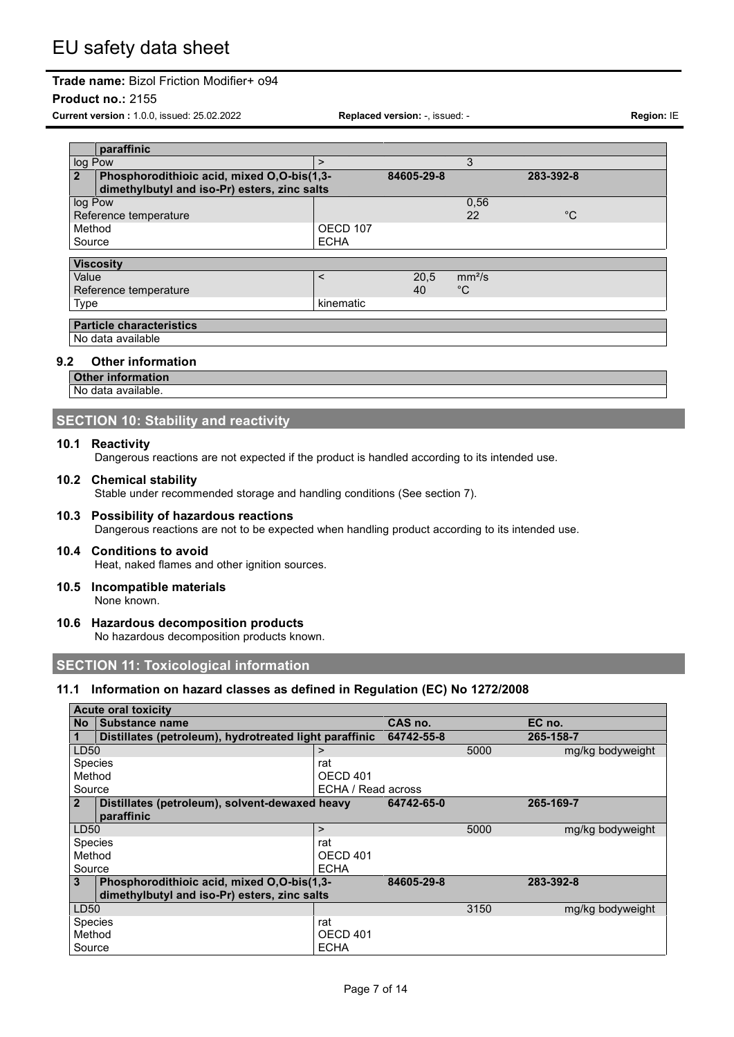| | paraffinic | | | | |
|---|---|---|---|---|---|
| log Pow | | > | | 3 | |
| **2** | **Phosphorodithioic acid, mixed O,O-bis(1,3-dimethylbutyl and iso-Pr) esters, zinc salts** | | **84605-29-8** | | **283-392-8** |
| log Pow | | | | 0,56 | |
| Reference temperature | | | | 22 | °C |
| Method | | OECD 107 | | | |
| Source | | ECHA | | | |

| **Viscosity** | | | |
|---|---|---|---|
| Value | < | 20,5 | mm²/s |
| Reference temperature | | 40 | °C |
| Type | kinematic | | |

| **Particle characteristics** |
|---|
| No data available |

### 9.2 Other information

| **Other information** |
|---|
| No data available. |

## SECTION 10: Stability and reactivity

### 10.1 Reactivity

Dangerous reactions are not expected if the product is handled according to its intended use.

### 10.2 Chemical stability

Stable under recommended storage and handling conditions (See section 7).

### 10.3 Possibility of hazardous reactions

Dangerous reactions are not to be expected when handling product according to its intended use.

### 10.4 Conditions to avoid

Heat, naked flames and other ignition sources.

### 10.5 Incompatible materials

None known.

### 10.6 Hazardous decomposition products

No hazardous decomposition products known.

## SECTION 11: Toxicological information

### 11.1 Information on hazard classes as defined in Regulation (EC) No 1272/2008

| **Acute oral toxicity** | | | | | |
|---|---|---|---|---|---|
| **No** | **Substance name** | | **CAS no.** | | **EC no.** |
| **1** | **Distillates (petroleum), hydrotreated light paraffinic** | | **64742-55-8** | | **265-158-7** |
| LD50 | | > | | 5000 | mg/kg bodyweight |
| Species | | rat | | | |
| Method | | OECD 401 | | | |
| Source | | ECHA / Read across | | | |
| **2** | **Distillates (petroleum), solvent-dewaxed heavy paraffinic** | | **64742-65-0** | | **265-169-7** |
| LD50 | | > | | 5000 | mg/kg bodyweight |
| Species | | rat | | | |
| Method | | OECD 401 | | | |
| Source | | ECHA | | | |
| **3** | **Phosphorodithioic acid, mixed O,O-bis(1,3-dimethylbutyl and iso-Pr) esters, zinc salts** | | **84605-29-8** | | **283-392-8** |
| LD50 | | | | 3150 | mg/kg bodyweight |
| Species | | rat | | | |
| Method | | OECD 401 | | | |
| Source | | ECHA | | | |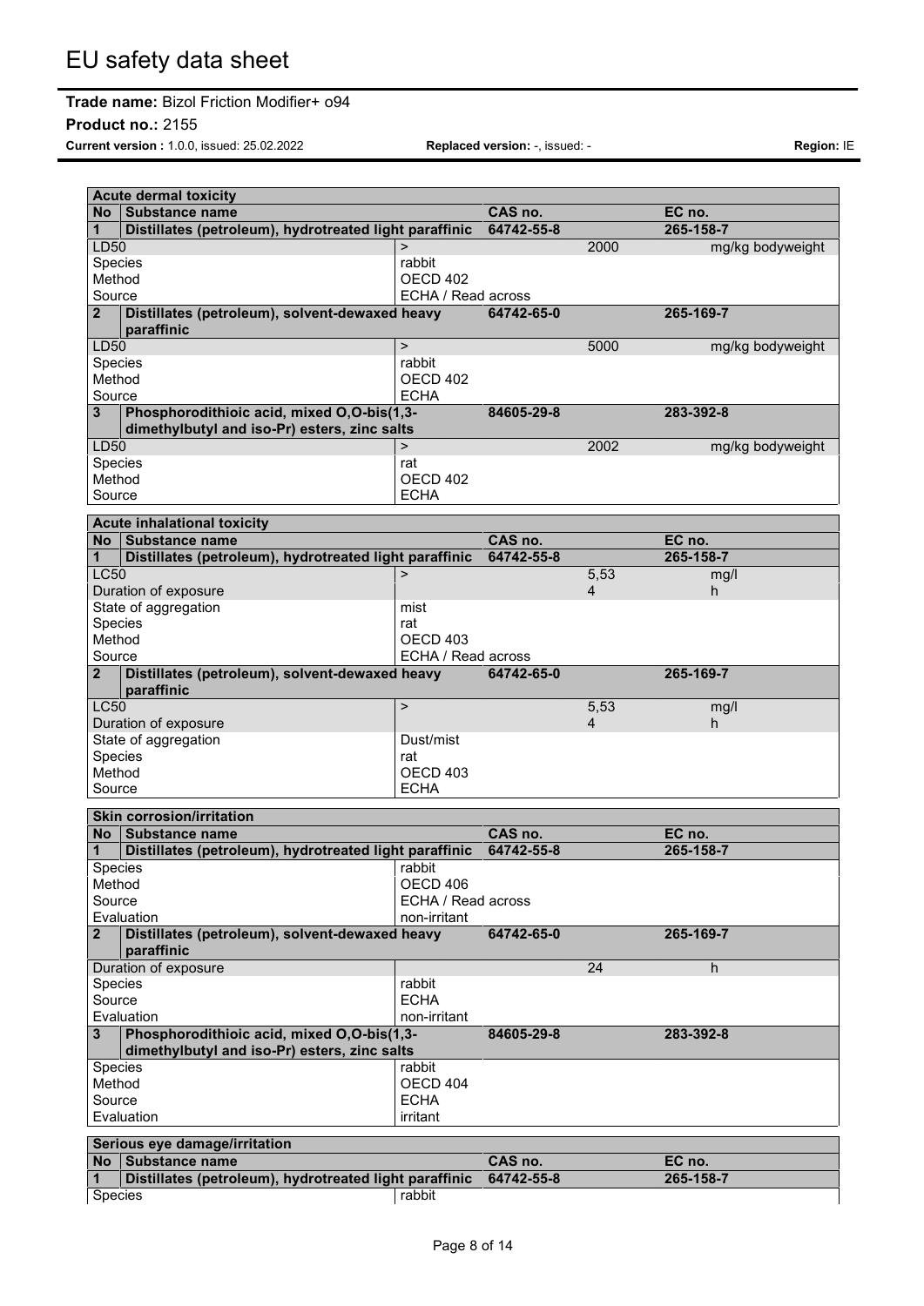**Acute dermal toxicity**

| No | Substance name | | CAS no. | | EC no. |
|---|---|---|---|---|---|
| 1 | Distillates (petroleum), hydrotreated light paraffinic | | 64742-55-8 | | 265-158-7 |
| LD50 | | > | | 2000 | mg/kg bodyweight |
| Species | | rabbit | | | |
| Method | | OECD 402 | | | |
| Source | | ECHA / Read across | | | |
| 2 | Distillates (petroleum), solvent-dewaxed heavy paraffinic | | 64742-65-0 | | 265-169-7 |
| LD50 | | > | | 5000 | mg/kg bodyweight |
| Species | | rabbit | | | |
| Method | | OECD 402 | | | |
| Source | | ECHA | | | |
| 3 | Phosphorodithioic acid, mixed O,O-bis(1,3-dimethylbutyl and iso-Pr) esters, zinc salts | | 84605-29-8 | | 283-392-8 |
| LD50 | | > | | 2002 | mg/kg bodyweight |
| Species | | rat | | | |
| Method | | OECD 402 | | | |
| Source | | ECHA | | | |

**Acute inhalational toxicity**

| No | Substance name | | CAS no. | | EC no. |
|---|---|---|---|---|---|
| 1 | Distillates (petroleum), hydrotreated light paraffinic | | 64742-55-8 | | 265-158-7 |
| LC50 | | > | | 5,53 | mg/l |
| Duration of exposure | | | | 4 | h |
| State of aggregation | | mist | | | |
| Species | | rat | | | |
| Method | | OECD 403 | | | |
| Source | | ECHA / Read across | | | |
| 2 | Distillates (petroleum), solvent-dewaxed heavy paraffinic | | 64742-65-0 | | 265-169-7 |
| LC50 | | > | | 5,53 | mg/l |
| Duration of exposure | | | | 4 | h |
| State of aggregation | | Dust/mist | | | |
| Species | | rat | | | |
| Method | | OECD 403 | | | |
| Source | | ECHA | | | |

**Skin corrosion/irritation**

| No | Substance name | | CAS no. | | EC no. |
|---|---|---|---|---|---|
| 1 | Distillates (petroleum), hydrotreated light paraffinic | | 64742-55-8 | | 265-158-7 |
| Species | | rabbit | | | |
| Method | | OECD 406 | | | |
| Source | | ECHA / Read across | | | |
| Evaluation | | non-irritant | | | |
| 2 | Distillates (petroleum), solvent-dewaxed heavy paraffinic | | 64742-65-0 | | 265-169-7 |
| Duration of exposure | | | | 24 | h |
| Species | | rabbit | | | |
| Source | | ECHA | | | |
| Evaluation | | non-irritant | | | |
| 3 | Phosphorodithioic acid, mixed O,O-bis(1,3-dimethylbutyl and iso-Pr) esters, zinc salts | | 84605-29-8 | | 283-392-8 |
| Species | | rabbit | | | |
| Method | | OECD 404 | | | |
| Source | | ECHA | | | |
| Evaluation | | irritant | | | |

**Serious eye damage/irritation**

| No | Substance name | | CAS no. | | EC no. |
|---|---|---|---|---|---|
| 1 | Distillates (petroleum), hydrotreated light paraffinic | | 64742-55-8 | | 265-158-7 |
| Species | | rabbit | | | |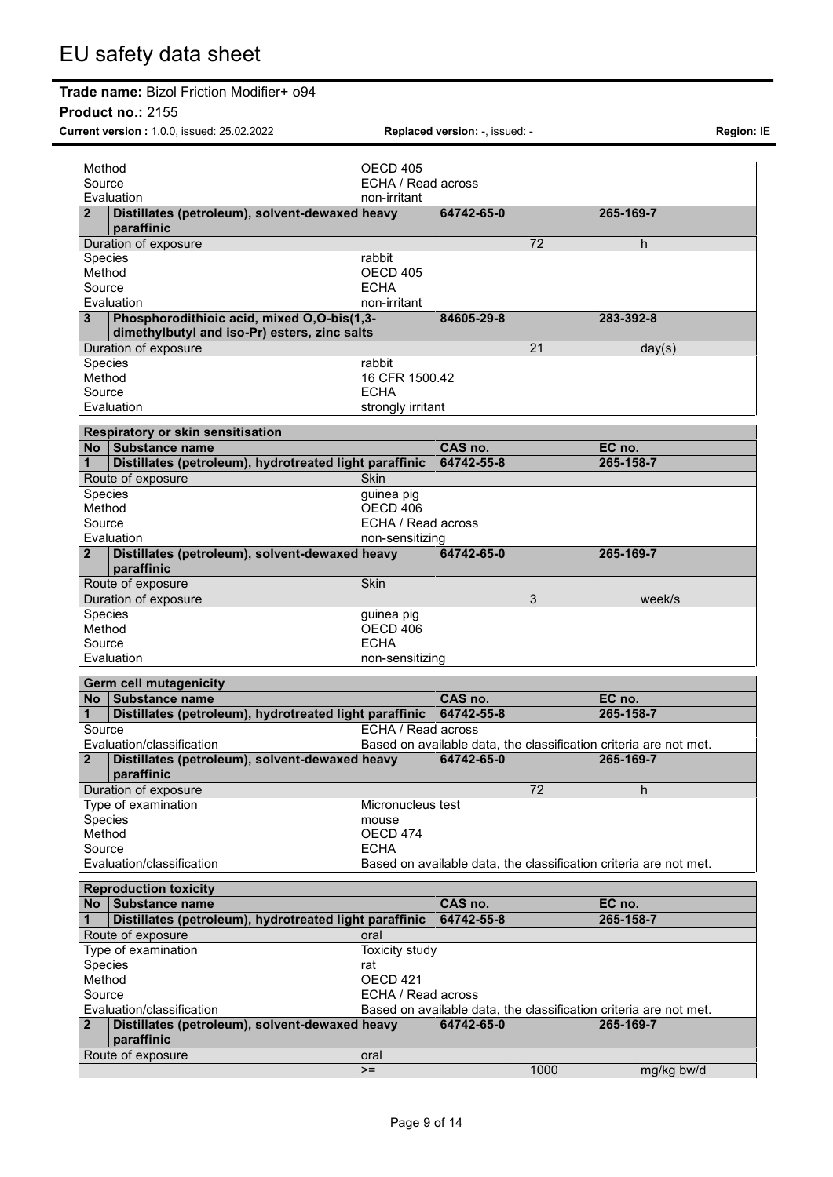| | | | |
|---|---|---|---|
| Method | OECD 405 | | |
| Source | ECHA / Read across | | |
| Evaluation | non-irritant | | |
| **2 Distillates (petroleum), solvent-dewaxed heavy paraffinic** | | **64742-65-0** | **265-169-7** |
| Duration of exposure | | 72 | h |
| Species | rabbit | | |
| Method | OECD 405 | | |
| Source | ECHA | | |
| Evaluation | non-irritant | | |
| **3 Phosphorodithioic acid, mixed O,O-bis(1,3-dimethylbutyl and iso-Pr) esters, zinc salts** | | **84605-29-8** | **283-392-8** |
| Duration of exposure | | 21 | day(s) |
| Species | rabbit | | |
| Method | 16 CFR 1500.42 | | |
| Source | ECHA | | |
| Evaluation | strongly irritant | | |

**Respiratory or skin sensitisation**

| No | Substance name | | CAS no. | EC no. |
|---|---|---|---|---|
| **1** | **Distillates (petroleum), hydrotreated light paraffinic** | | **64742-55-8** | **265-158-7** |
| | Route of exposure | Skin | | |
| | Species | guinea pig | | |
| | Method | OECD 406 | | |
| | Source | ECHA / Read across | | |
| | Evaluation | non-sensitizing | | |
| **2** | **Distillates (petroleum), solvent-dewaxed heavy paraffinic** | | **64742-65-0** | **265-169-7** |
| | Route of exposure | Skin | | |
| | Duration of exposure | | 3 | week/s |
| | Species | guinea pig | | |
| | Method | OECD 406 | | |
| | Source | ECHA | | |
| | Evaluation | non-sensitizing | | |

**Germ cell mutagenicity**

| No | Substance name | | CAS no. | EC no. |
|---|---|---|---|---|
| **1** | **Distillates (petroleum), hydrotreated light paraffinic** | | **64742-55-8** | **265-158-7** |
| | Source | ECHA / Read across | | |
| | Evaluation/classification | Based on available data, the classification criteria are not met. | | |
| **2** | **Distillates (petroleum), solvent-dewaxed heavy paraffinic** | | **64742-65-0** | **265-169-7** |
| | Duration of exposure | | 72 | h |
| | Type of examination | Micronucleus test | | |
| | Species | mouse | | |
| | Method | OECD 474 | | |
| | Source | ECHA | | |
| | Evaluation/classification | Based on available data, the classification criteria are not met. | | |

**Reproduction toxicity**

| No | Substance name | | CAS no. | EC no. |
|---|---|---|---|---|
| **1** | **Distillates (petroleum), hydrotreated light paraffinic** | | **64742-55-8** | **265-158-7** |
| | Route of exposure | oral | | |
| | Type of examination | Toxicity study | | |
| | Species | rat | | |
| | Method | OECD 421 | | |
| | Source | ECHA / Read across | | |
| | Evaluation/classification | Based on available data, the classification criteria are not met. | | |
| **2** | **Distillates (petroleum), solvent-dewaxed heavy paraffinic** | | **64742-65-0** | **265-169-7** |
| | Route of exposure | oral | | |
| | | >= | 1000 | mg/kg bw/d |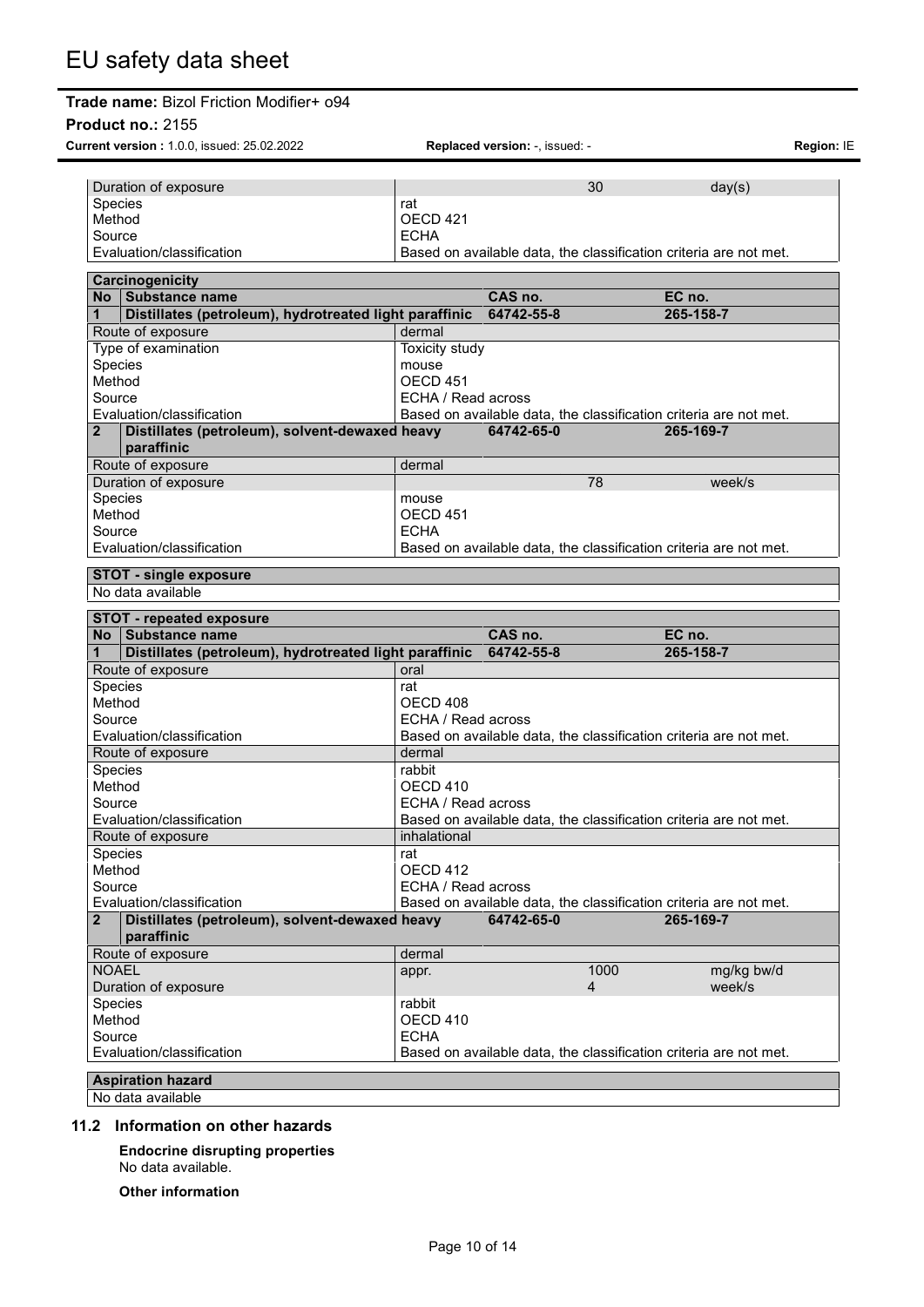| | | | |
|---|---|---|---|
| Duration of exposure | | 30 | day(s) |
| Species | rat | | |
| Method | OECD 421 | | |
| Source | ECHA | | |
| Evaluation/classification | Based on available data, the classification criteria are not met. | | |

| **Carcinogenicity** | | | | |
|---|---|---|---|---|
| **No** | **Substance name** | **CAS no.** | | **EC no.** |
| **1** | **Distillates (petroleum), hydrotreated light paraffinic** | **64742-55-8** | | **265-158-7** |
| | Route of exposure | dermal | | |
| | Type of examination | Toxicity study | | |
| | Species | mouse | | |
| | Method | OECD 451 | | |
| | Source | ECHA / Read across | | |
| | Evaluation/classification | Based on available data, the classification criteria are not met. | | |
| **2** | **Distillates (petroleum), solvent-dewaxed heavy paraffinic** | **64742-65-0** | | **265-169-7** |
| | Route of exposure | dermal | | |
| | Duration of exposure | | 78 | week/s |
| | Species | mouse | | |
| | Method | OECD 451 | | |
| | Source | ECHA | | |
| | Evaluation/classification | Based on available data, the classification criteria are not met. | | |

| **STOT - single exposure** |
|---|
| No data available |

| **STOT - repeated exposure** | | | | |
|---|---|---|---|---|
| **No** | **Substance name** | **CAS no.** | | **EC no.** |
| **1** | **Distillates (petroleum), hydrotreated light paraffinic** | **64742-55-8** | | **265-158-7** |
| | Route of exposure | oral | | |
| | Species | rat | | |
| | Method | OECD 408 | | |
| | Source | ECHA / Read across | | |
| | Evaluation/classification | Based on available data, the classification criteria are not met. | | |
| | Route of exposure | dermal | | |
| | Species | rabbit | | |
| | Method | OECD 410 | | |
| | Source | ECHA / Read across | | |
| | Evaluation/classification | Based on available data, the classification criteria are not met. | | |
| | Route of exposure | inhalational | | |
| | Species | rat | | |
| | Method | OECD 412 | | |
| | Source | ECHA / Read across | | |
| | Evaluation/classification | Based on available data, the classification criteria are not met. | | |
| **2** | **Distillates (petroleum), solvent-dewaxed heavy paraffinic** | **64742-65-0** | | **265-169-7** |
| | Route of exposure | dermal | | |
| | NOAEL | appr. | 1000 | mg/kg bw/d |
| | Duration of exposure | | 4 | week/s |
| | Species | rabbit | | |
| | Method | OECD 410 | | |
| | Source | ECHA | | |
| | Evaluation/classification | Based on available data, the classification criteria are not met. | | |

| **Aspiration hazard** |
|---|
| No data available |

## 11.2 Information on other hazards

**Endocrine disrupting properties**

No data available.

**Other information**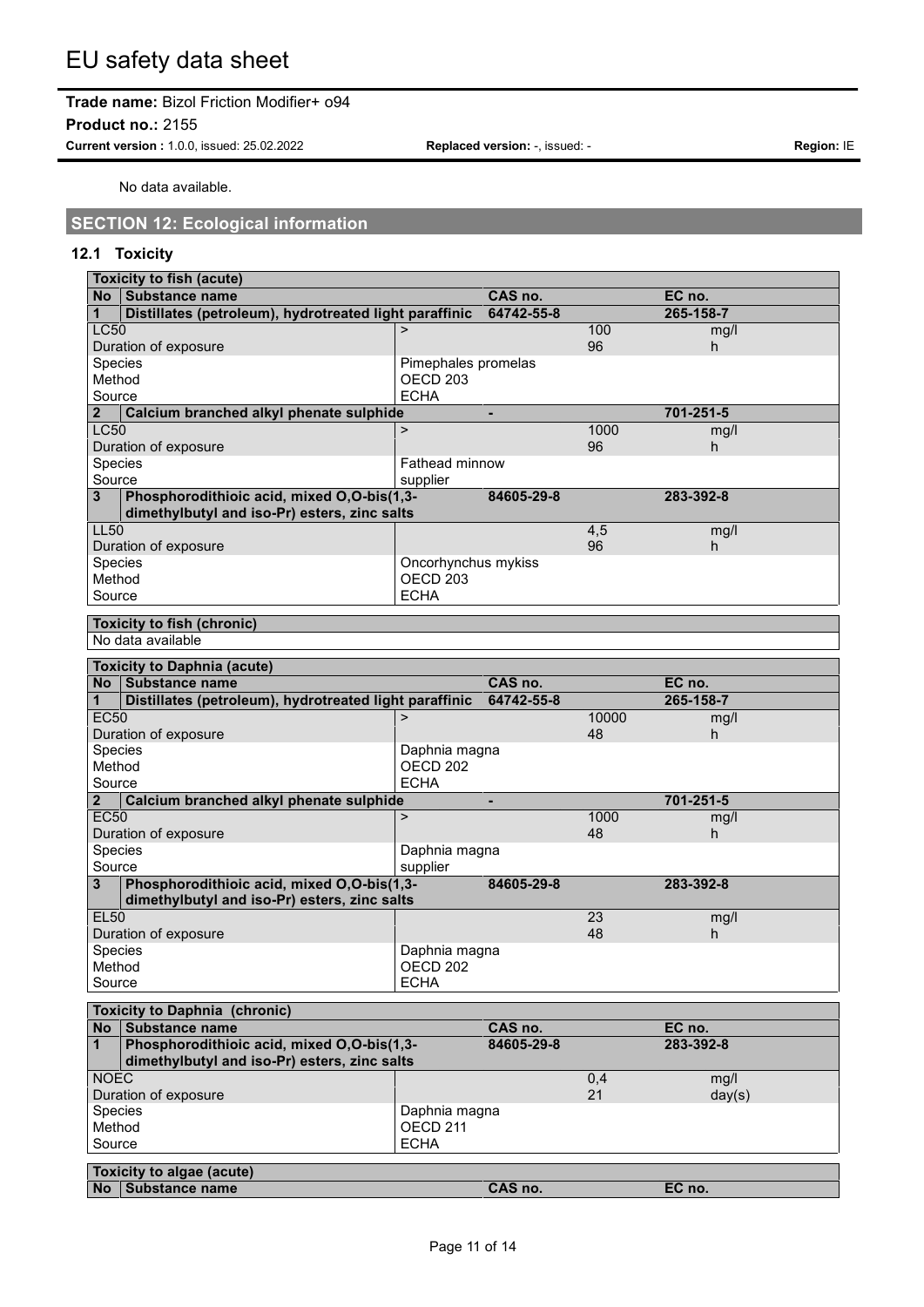No data available.

## SECTION 12: Ecological information

### 12.1 Toxicity

| Toxicity to fish (acute) | | | | |
|---|---|---|---|---|
| **No** | **Substance name** | **CAS no.** | | **EC no.** |
| **1** | **Distillates (petroleum), hydrotreated light paraffinic** | **64742-55-8** | | **265-158-7** |
| LC50 | > | | 100 | mg/l |
| Duration of exposure | | | 96 | h |
| Species | Pimephales promelas | | | |
| Method | OECD 203 | | | |
| Source | ECHA | | | |
| **2** | **Calcium branched alkyl phenate sulphide** | **-** | | **701-251-5** |
| LC50 | > | | 1000 | mg/l |
| Duration of exposure | | | 96 | h |
| Species | Fathead minnow | | | |
| Source | supplier | | | |
| **3** | **Phosphorodithioic acid, mixed O,O-bis(1,3-dimethylbutyl and iso-Pr) esters, zinc salts** | **84605-29-8** | | **283-392-8** |
| LL50 | | | 4,5 | mg/l |
| Duration of exposure | | | 96 | h |
| Species | Oncorhynchus mykiss | | | |
| Method | OECD 203 | | | |
| Source | ECHA | | | |

| Toxicity to fish (chronic) |
|---|
| No data available |

| Toxicity to Daphnia (acute) | | | | |
|---|---|---|---|---|
| **No** | **Substance name** | **CAS no.** | | **EC no.** |
| **1** | **Distillates (petroleum), hydrotreated light paraffinic** | **64742-55-8** | | **265-158-7** |
| EC50 | > | | 10000 | mg/l |
| Duration of exposure | | | 48 | h |
| Species | Daphnia magna | | | |
| Method | OECD 202 | | | |
| Source | ECHA | | | |
| **2** | **Calcium branched alkyl phenate sulphide** | **-** | | **701-251-5** |
| EC50 | > | | 1000 | mg/l |
| Duration of exposure | | | 48 | h |
| Species | Daphnia magna | | | |
| Source | supplier | | | |
| **3** | **Phosphorodithioic acid, mixed O,O-bis(1,3-dimethylbutyl and iso-Pr) esters, zinc salts** | **84605-29-8** | | **283-392-8** |
| EL50 | | | 23 | mg/l |
| Duration of exposure | | | 48 | h |
| Species | Daphnia magna | | | |
| Method | OECD 202 | | | |
| Source | ECHA | | | |

| Toxicity to Daphnia (chronic) | | | | |
|---|---|---|---|---|
| **No** | **Substance name** | **CAS no.** | | **EC no.** |
| **1** | **Phosphorodithioic acid, mixed O,O-bis(1,3-dimethylbutyl and iso-Pr) esters, zinc salts** | **84605-29-8** | | **283-392-8** |
| NOEC | | | 0,4 | mg/l |
| Duration of exposure | | | 21 | day(s) |
| Species | Daphnia magna | | | |
| Method | OECD 211 | | | |
| Source | ECHA | | | |

| Toxicity to algae (acute) | | | | |
|---|---|---|---|---|
| **No** | **Substance name** | **CAS no.** | | **EC no.** |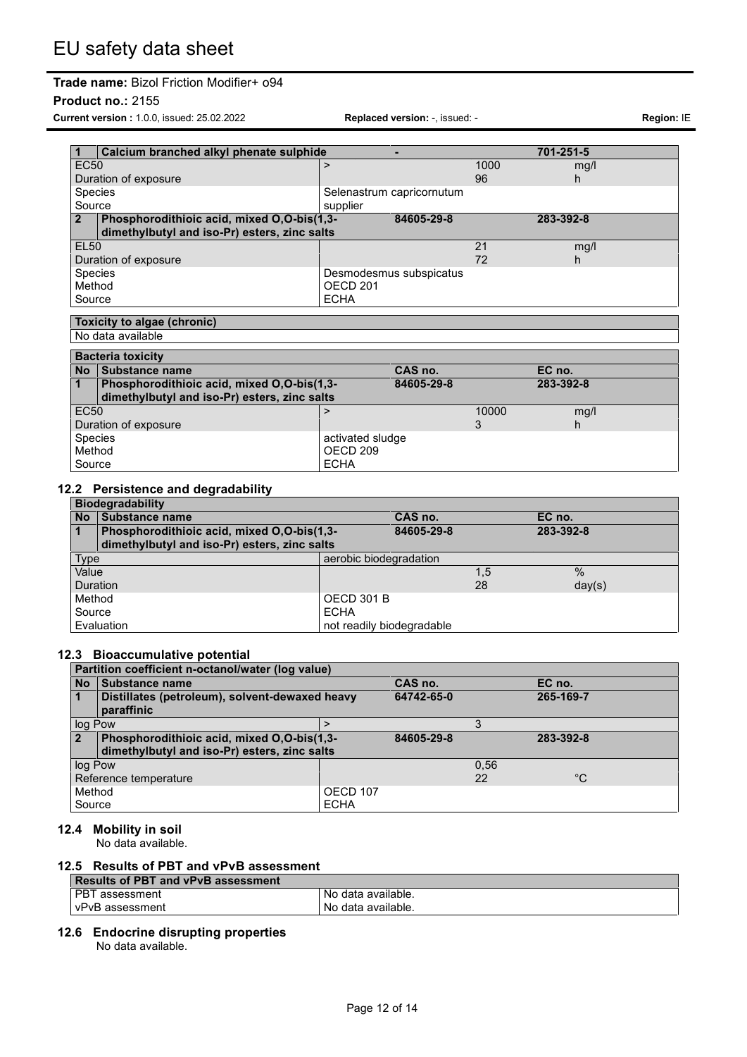| | | | | |
|---|---|---|---|---|
| **1** | **Calcium branched alkyl phenate sulphide** | **-** | | **701-251-5** |
| EC50 | | > | 1000 | mg/l |
| Duration of exposure | | | 96 | h |
| Species | | Selenastrum capricornutum | | |
| Source | | supplier | | |
| **2** | **Phosphorodithioic acid, mixed O,O-bis(1,3-dimethylbutyl and iso-Pr) esters, zinc salts** | **84605-29-8** | | **283-392-8** |
| EL50 | | | 21 | mg/l |
| Duration of exposure | | | 72 | h |
| Species | | Desmodesmus subspicatus | | |
| Method | | OECD 201 | | |
| Source | | ECHA | | |

| **Toxicity to algae (chronic)** |
|---|
| No data available |

| **Bacteria toxicity** | | | | |
|---|---|---|---|---|
| **No** | **Substance name** | **CAS no.** | | **EC no.** |
| **1** | **Phosphorodithioic acid, mixed O,O-bis(1,3-dimethylbutyl and iso-Pr) esters, zinc salts** | **84605-29-8** | | **283-392-8** |
| EC50 | | > | 10000 | mg/l |
| Duration of exposure | | | 3 | h |
| Species | | activated sludge | | |
| Method | | OECD 209 | | |
| Source | | ECHA | | |

## 12.2 Persistence and degradability

| **Biodegradability** | | | | |
|---|---|---|---|---|
| **No** | **Substance name** | **CAS no.** | | **EC no.** |
| **1** | **Phosphorodithioic acid, mixed O,O-bis(1,3-dimethylbutyl and iso-Pr) esters, zinc salts** | **84605-29-8** | | **283-392-8** |
| Type | | aerobic biodegradation | | |
| Value | | | 1,5 | % |
| Duration | | | 28 | day(s) |
| Method | | OECD 301 B | | |
| Source | | ECHA | | |
| Evaluation | | not readily biodegradable | | |

## 12.3 Bioaccumulative potential

| **Partition coefficient n-octanol/water (log value)** | | | | |
|---|---|---|---|---|
| **No** | **Substance name** | **CAS no.** | | **EC no.** |
| **1** | **Distillates (petroleum), solvent-dewaxed heavy paraffinic** | **64742-65-0** | | **265-169-7** |
| log Pow | | > | 3 | |
| **2** | **Phosphorodithioic acid, mixed O,O-bis(1,3-dimethylbutyl and iso-Pr) esters, zinc salts** | **84605-29-8** | | **283-392-8** |
| log Pow | | | 0,56 | |
| Reference temperature | | | 22 | °C |
| Method | | OECD 107 | | |
| Source | | ECHA | | |

## 12.4 Mobility in soil

No data available.

## 12.5 Results of PBT and vPvB assessment

| **Results of PBT and vPvB assessment** | |
|---|---|
| PBT assessment | No data available. |
| vPvB assessment | No data available. |

## 12.6 Endocrine disrupting properties

No data available.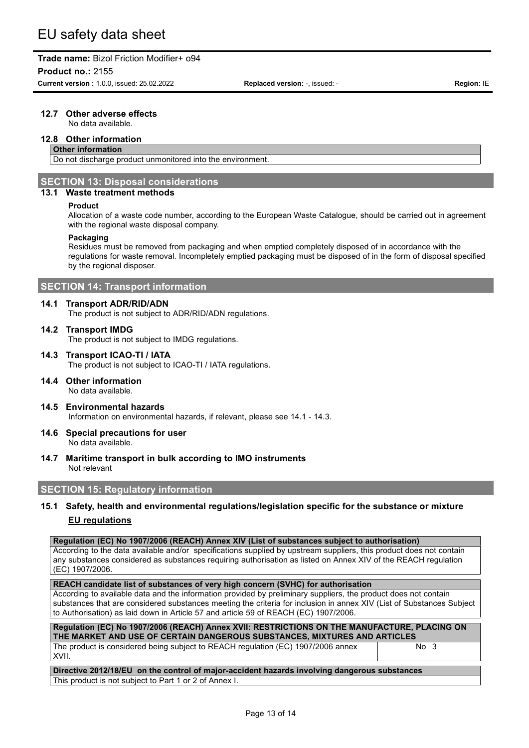### 12.7 Other adverse effects

No data available.

### 12.8 Other information

| Other information |
|---|
| Do not discharge product unmonitored into the environment. |

## SECTION 13: Disposal considerations

### 13.1 Waste treatment methods

**Product**

Allocation of a waste code number, according to the European Waste Catalogue, should be carried out in agreement with the regional waste disposal company.

**Packaging**

Residues must be removed from packaging and when emptied completely disposed of in accordance with the regulations for waste removal. Incompletely emptied packaging must be disposed of in the form of disposal specified by the regional disposer.

## SECTION 14: Transport information

### 14.1 Transport ADR/RID/ADN

The product is not subject to ADR/RID/ADN regulations.

### 14.2 Transport IMDG

The product is not subject to IMDG regulations.

### 14.3 Transport ICAO-TI / IATA

The product is not subject to ICAO-TI / IATA regulations.

### 14.4 Other information

No data available.

### 14.5 Environmental hazards

Information on environmental hazards, if relevant, please see 14.1 - 14.3.

### 14.6 Special precautions for user

No data available.

### 14.7 Maritime transport in bulk according to IMO instruments

Not relevant

## SECTION 15: Regulatory information

### 15.1 Safety, health and environmental regulations/legislation specific for the substance or mixture

**EU regulations**

| Regulation (EC) No 1907/2006 (REACH) Annex XIV (List of substances subject to authorisation) |
|---|
| According to the data available and/or specifications supplied by upstream suppliers, this product does not contain any substances considered as substances requiring authorisation as listed on Annex XIV of the REACH regulation (EC) 1907/2006. |

| REACH candidate list of substances of very high concern (SVHC) for authorisation |
|---|
| According to available data and the information provided by preliminary suppliers, the product does not contain substances that are considered substances meeting the criteria for inclusion in annex XIV (List of Substances Subject to Authorisation) as laid down in Article 57 and article 59 of REACH (EC) 1907/2006. |

| Regulation (EC) No 1907/2006 (REACH) Annex XVII: RESTRICTIONS ON THE MANUFACTURE, PLACING ON THE MARKET AND USE OF CERTAIN DANGEROUS SUBSTANCES, MIXTURES AND ARTICLES | |
|---|---|
| The product is considered being subject to REACH regulation (EC) 1907/2006 annex XVII. | No 3 |

| Directive 2012/18/EU on the control of major-accident hazards involving dangerous substances |
|---|
| This product is not subject to Part 1 or 2 of Annex I. |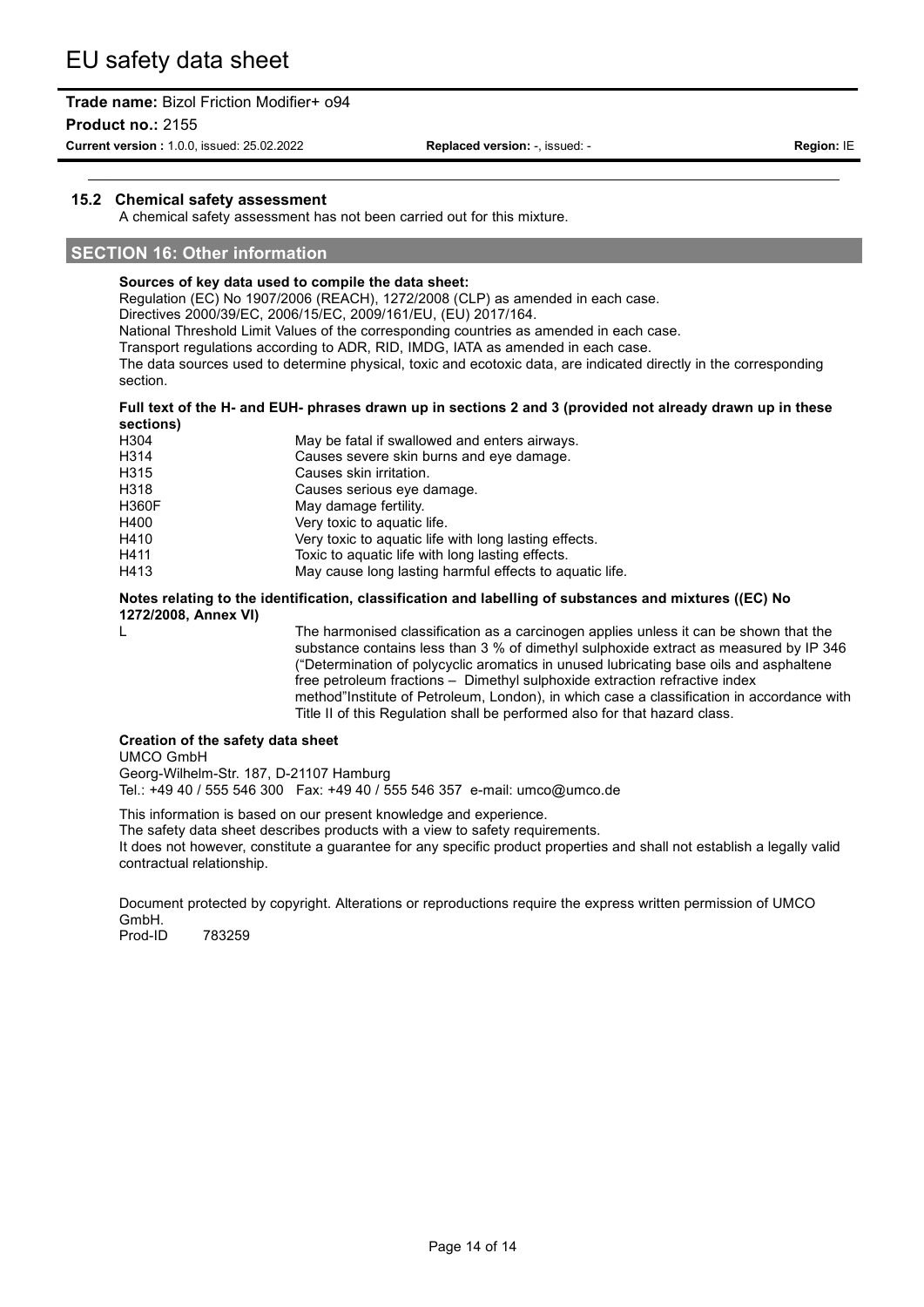### 15.2 Chemical safety assessment

A chemical safety assessment has not been carried out for this mixture.

## SECTION 16: Other information

**Sources of key data used to compile the data sheet:**

Regulation (EC) No 1907/2006 (REACH), 1272/2008 (CLP) as amended in each case.
Directives 2000/39/EC, 2006/15/EC, 2009/161/EU, (EU) 2017/164.
National Threshold Limit Values of the corresponding countries as amended in each case.
Transport regulations according to ADR, RID, IMDG, IATA as amended in each case.
The data sources used to determine physical, toxic and ecotoxic data, are indicated directly in the corresponding section.

**Full text of the H- and EUH- phrases drawn up in sections 2 and 3 (provided not already drawn up in these sections)**

| | |
|---|---|
| H304 | May be fatal if swallowed and enters airways. |
| H314 | Causes severe skin burns and eye damage. |
| H315 | Causes skin irritation. |
| H318 | Causes serious eye damage. |
| H360F | May damage fertility. |
| H400 | Very toxic to aquatic life. |
| H410 | Very toxic to aquatic life with long lasting effects. |
| H411 | Toxic to aquatic life with long lasting effects. |
| H413 | May cause long lasting harmful effects to aquatic life. |

**Notes relating to the identification, classification and labelling of substances and mixtures ((EC) No 1272/2008, Annex VI)**

| | |
|---|---|
| L | The harmonised classification as a carcinogen applies unless it can be shown that the substance contains less than 3 % of dimethyl sulphoxide extract as measured by IP 346 ("Determination of polycyclic aromatics in unused lubricating base oils and asphaltene free petroleum fractions – Dimethyl sulphoxide extraction refractive index method"Institute of Petroleum, London), in which case a classification in accordance with Title II of this Regulation shall be performed also for that hazard class. |

**Creation of the safety data sheet**

UMCO GmbH
Georg-Wilhelm-Str. 187, D-21107 Hamburg
Tel.: +49 40 / 555 546 300 Fax: +49 40 / 555 546 357 e-mail: umco@umco.de

This information is based on our present knowledge and experience.
The safety data sheet describes products with a view to safety requirements.
It does not however, constitute a guarantee for any specific product properties and shall not establish a legally valid contractual relationship.

Document protected by copyright. Alterations or reproductions require the express written permission of UMCO GmbH.
Prod-ID 783259